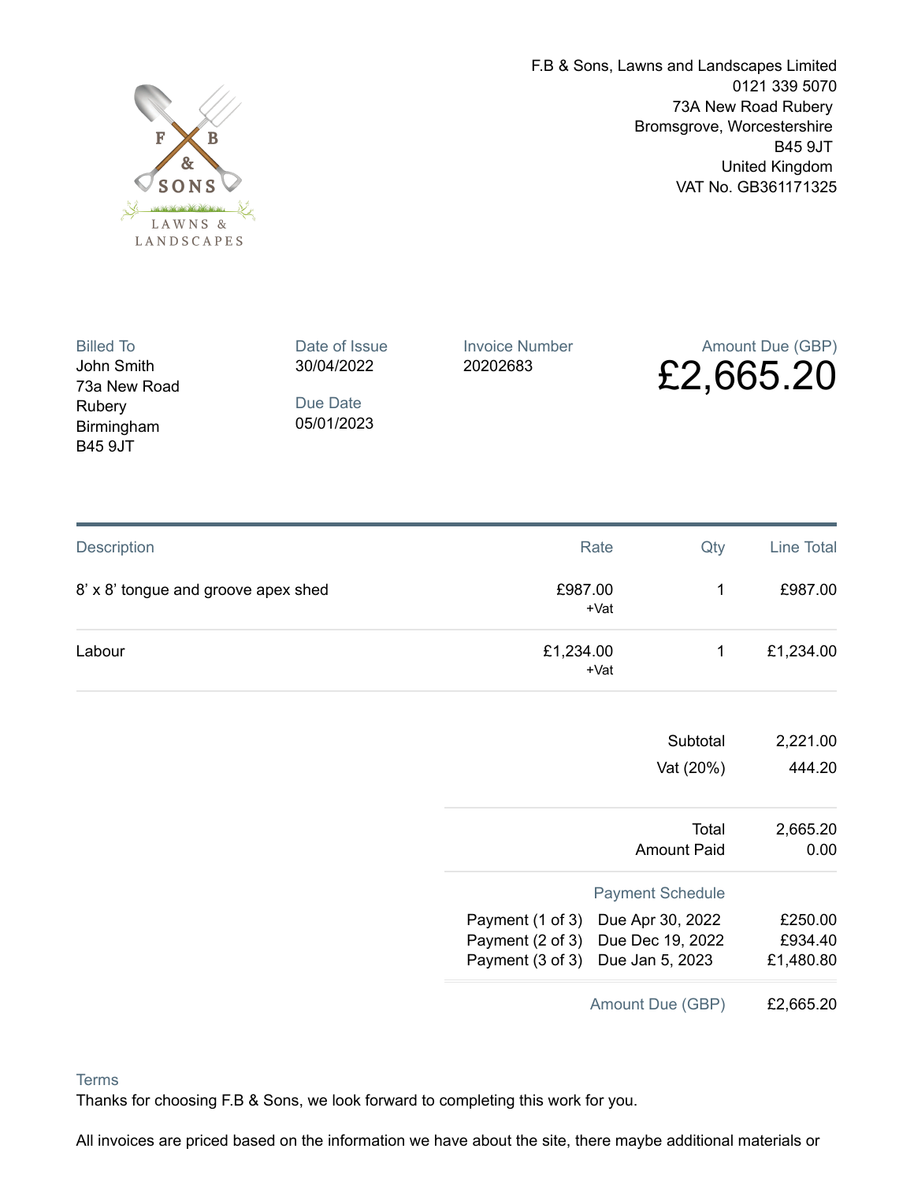F B & SONS

LAWNS & LANDSCAPES

F.B & Sons, Lawns and Landscapes Limited
0121 339 5070
73A New Road Rubery
Bromsgrove, Worcestershire
B45 9JT
United Kingdom
VAT No. GB361171325

**Billed To**
John Smith
73a New Road
Rubery
Birmingham
B45 9JT

**Date of Issue**
30/04/2022

**Due Date**
05/01/2023

**Invoice Number**
20202683

**Amount Due (GBP)**
# £2,665.20

| Description | Rate | Qty | Line Total |
|---|---|---|---|
| 8' x 8' tongue and groove apex shed | £987.00 +Vat | 1 | £987.00 |
| Labour | £1,234.00 +Vat | 1 | £1,234.00 |

| | |
|---|---|
| Subtotal | 2,221.00 |
| Vat (20%) | 444.20 |
| Total | 2,665.20 |
| Amount Paid | 0.00 |

**Payment Schedule**

| Payment | Due | Amount |
|---|---|---|
| Payment (1 of 3) | Due Apr 30, 2022 | £250.00 |
| Payment (2 of 3) | Due Dec 19, 2022 | £934.40 |
| Payment (3 of 3) | Due Jan 5, 2023 | £1,480.80 |

**Amount Due (GBP)** £2,665.20

**Terms**
Thanks for choosing F.B & Sons, we look forward to completing this work for you.

All invoices are priced based on the information we have about the site, there maybe additional materials or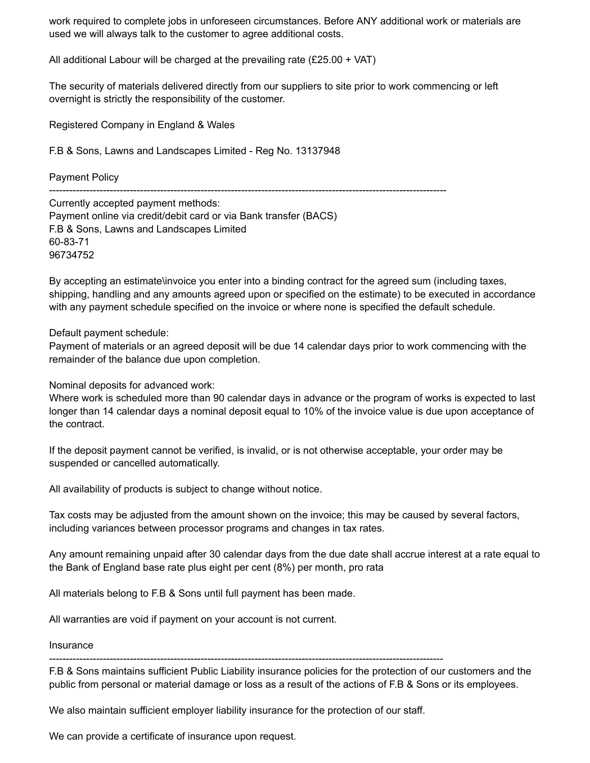work required to complete jobs in unforeseen circumstances. Before ANY additional work or materials are used we will always talk to the customer to agree additional costs.

All additional Labour will be charged at the prevailing rate (£25.00 + VAT)

The security of materials delivered directly from our suppliers to site prior to work commencing or left overnight is strictly the responsibility of the customer.

Registered Company in England & Wales

F.B & Sons, Lawns and Landscapes Limited - Reg No. 13137948

## Payment Policy

---

Currently accepted payment methods:
Payment online via credit/debit card or via Bank transfer (BACS)
F.B & Sons, Lawns and Landscapes Limited
60-83-71
96734752

By accepting an estimate\invoice you enter into a binding contract for the agreed sum (including taxes, shipping, handling and any amounts agreed upon or specified on the estimate) to be executed in accordance with any payment schedule specified on the invoice or where none is specified the default schedule.

Default payment schedule:
Payment of materials or an agreed deposit will be due 14 calendar days prior to work commencing with the remainder of the balance due upon completion.

Nominal deposits for advanced work:
Where work is scheduled more than 90 calendar days in advance or the program of works is expected to last longer than 14 calendar days a nominal deposit equal to 10% of the invoice value is due upon acceptance of the contract.

If the deposit payment cannot be verified, is invalid, or is not otherwise acceptable, your order may be suspended or cancelled automatically.

All availability of products is subject to change without notice.

Tax costs may be adjusted from the amount shown on the invoice; this may be caused by several factors, including variances between processor programs and changes in tax rates.

Any amount remaining unpaid after 30 calendar days from the due date shall accrue interest at a rate equal to the Bank of England base rate plus eight per cent (8%) per month, pro rata

All materials belong to F.B & Sons until full payment has been made.

All warranties are void if payment on your account is not current.

## Insurance

---

F.B & Sons maintains sufficient Public Liability insurance policies for the protection of our customers and the public from personal or material damage or loss as a result of the actions of F.B & Sons or its employees.

We also maintain sufficient employer liability insurance for the protection of our staff.

We can provide a certificate of insurance upon request.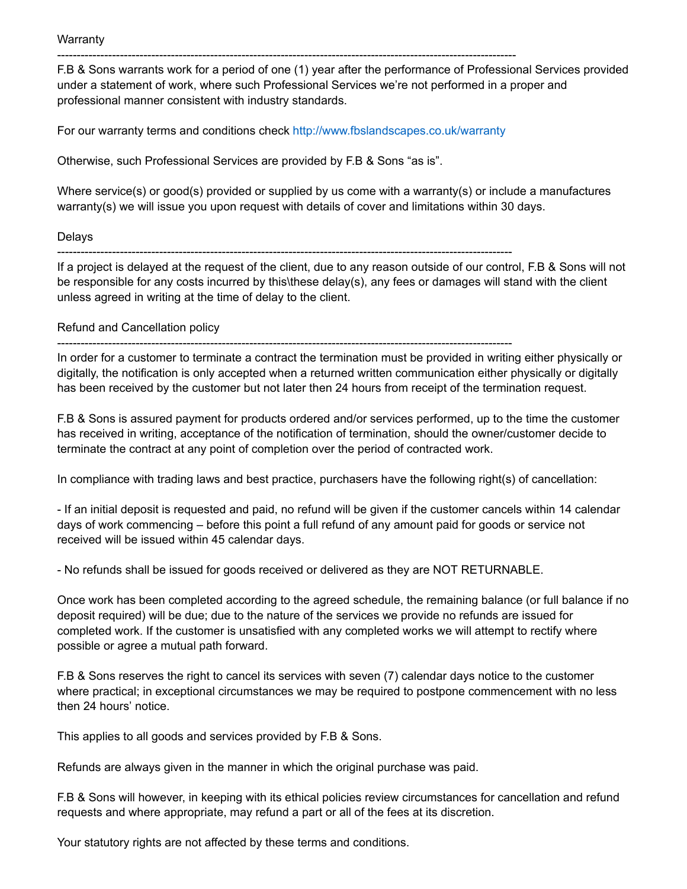Warranty

---

F.B & Sons warrants work for a period of one (1) year after the performance of Professional Services provided under a statement of work, where such Professional Services we're not performed in a proper and professional manner consistent with industry standards.

For our warranty terms and conditions check http://www.fbslandscapes.co.uk/warranty

Otherwise, such Professional Services are provided by F.B & Sons "as is".

Where service(s) or good(s) provided or supplied by us come with a warranty(s) or include a manufactures warranty(s) we will issue you upon request with details of cover and limitations within 30 days.

Delays

---

If a project is delayed at the request of the client, due to any reason outside of our control, F.B & Sons will not be responsible for any costs incurred by this\these delay(s), any fees or damages will stand with the client unless agreed in writing at the time of delay to the client.

Refund and Cancellation policy

---

In order for a customer to terminate a contract the termination must be provided in writing either physically or digitally, the notification is only accepted when a returned written communication either physically or digitally has been received by the customer but not later then 24 hours from receipt of the termination request.

F.B & Sons is assured payment for products ordered and/or services performed, up to the time the customer has received in writing, acceptance of the notification of termination, should the owner/customer decide to terminate the contract at any point of completion over the period of contracted work.

In compliance with trading laws and best practice, purchasers have the following right(s) of cancellation:

- If an initial deposit is requested and paid, no refund will be given if the customer cancels within 14 calendar days of work commencing – before this point a full refund of any amount paid for goods or service not received will be issued within 45 calendar days.

- No refunds shall be issued for goods received or delivered as they are NOT RETURNABLE.

Once work has been completed according to the agreed schedule, the remaining balance (or full balance if no deposit required) will be due; due to the nature of the services we provide no refunds are issued for completed work. If the customer is unsatisfied with any completed works we will attempt to rectify where possible or agree a mutual path forward.

F.B & Sons reserves the right to cancel its services with seven (7) calendar days notice to the customer where practical; in exceptional circumstances we may be required to postpone commencement with no less then 24 hours' notice.

This applies to all goods and services provided by F.B & Sons.

Refunds are always given in the manner in which the original purchase was paid.

F.B & Sons will however, in keeping with its ethical policies review circumstances for cancellation and refund requests and where appropriate, may refund a part or all of the fees at its discretion.

Your statutory rights are not affected by these terms and conditions.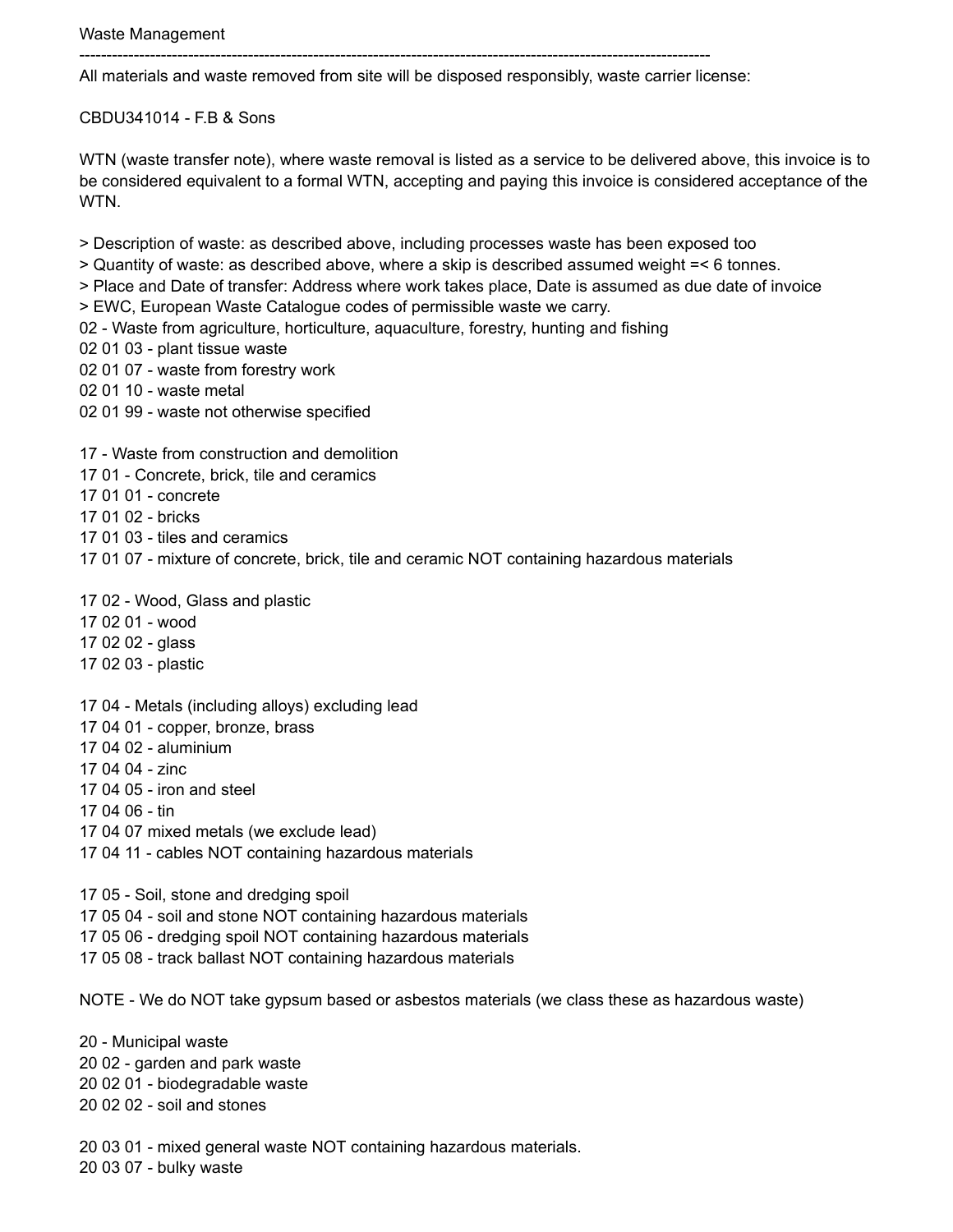Waste Management

---

All materials and waste removed from site will be disposed responsibly, waste carrier license:

CBDU341014 - F.B & Sons

WTN (waste transfer note), where waste removal is listed as a service to be delivered above, this invoice is to be considered equivalent to a formal WTN, accepting and paying this invoice is considered acceptance of the WTN.

> Description of waste: as described above, including processes waste has been exposed too
> Quantity of waste: as described above, where a skip is described assumed weight =< 6 tonnes.
> Place and Date of transfer: Address where work takes place, Date is assumed as due date of invoice
> EWC, European Waste Catalogue codes of permissible waste we carry.
02 - Waste from agriculture, horticulture, aquaculture, forestry, hunting and fishing
02 01 03 - plant tissue waste
02 01 07 - waste from forestry work
02 01 10 - waste metal
02 01 99 - waste not otherwise specified

17 - Waste from construction and demolition
17 01 - Concrete, brick, tile and ceramics
17 01 01 - concrete
17 01 02 - bricks
17 01 03 - tiles and ceramics
17 01 07 - mixture of concrete, brick, tile and ceramic NOT containing hazardous materials

17 02 - Wood, Glass and plastic
17 02 01 - wood
17 02 02 - glass
17 02 03 - plastic

17 04 - Metals (including alloys) excluding lead
17 04 01 - copper, bronze, brass
17 04 02 - aluminium
17 04 04 - zinc
17 04 05 - iron and steel
17 04 06 - tin
17 04 07 mixed metals (we exclude lead)
17 04 11 - cables NOT containing hazardous materials

17 05 - Soil, stone and dredging spoil
17 05 04 - soil and stone NOT containing hazardous materials
17 05 06 - dredging spoil NOT containing hazardous materials
17 05 08 - track ballast NOT containing hazardous materials

NOTE - We do NOT take gypsum based or asbestos materials (we class these as hazardous waste)

20 - Municipal waste
20 02 - garden and park waste
20 02 01 - biodegradable waste
20 02 02 - soil and stones

20 03 01 - mixed general waste NOT containing hazardous materials.
20 03 07 - bulky waste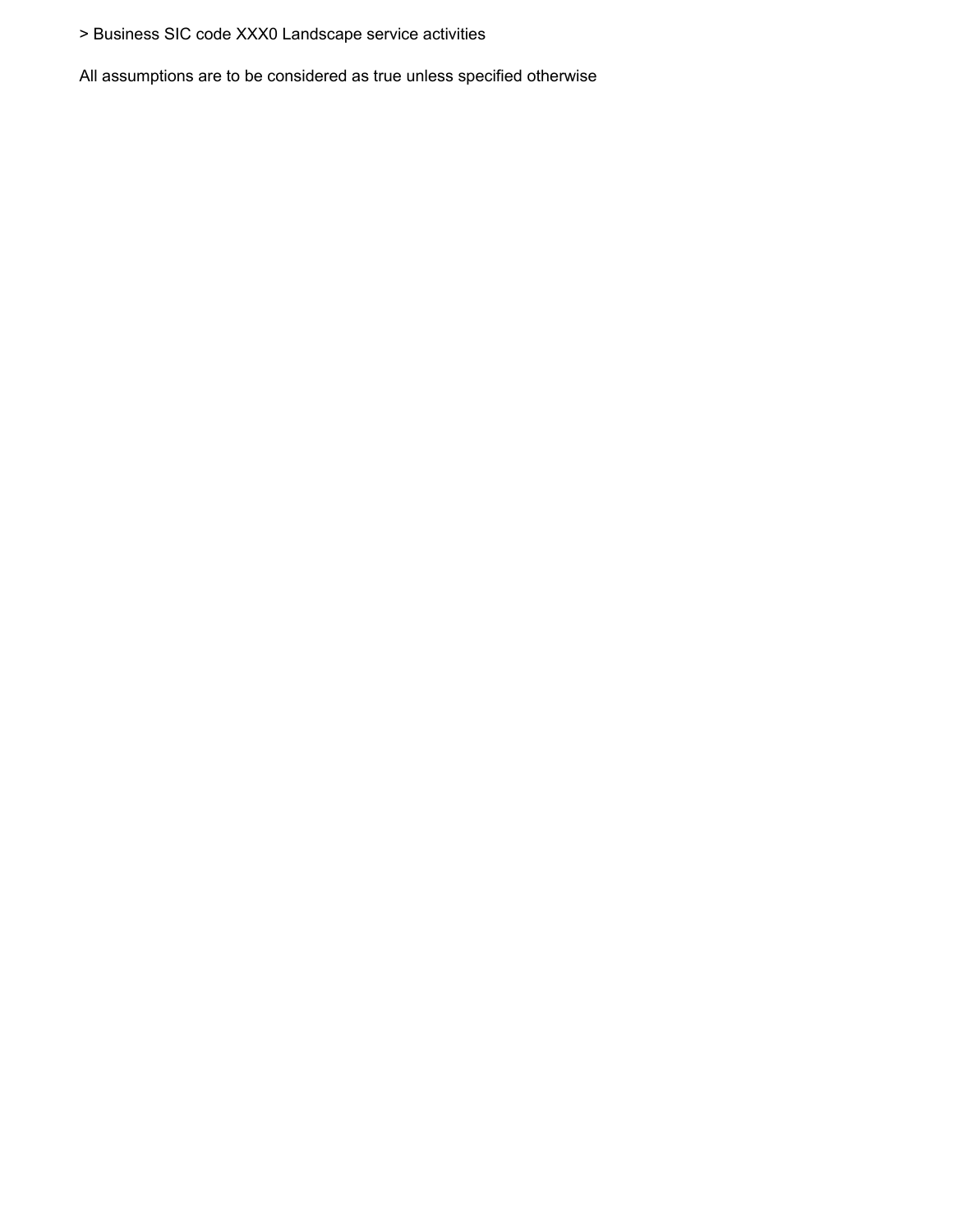> Business SIC code XXX0 Landscape service activities

All assumptions are to be considered as true unless specified otherwise